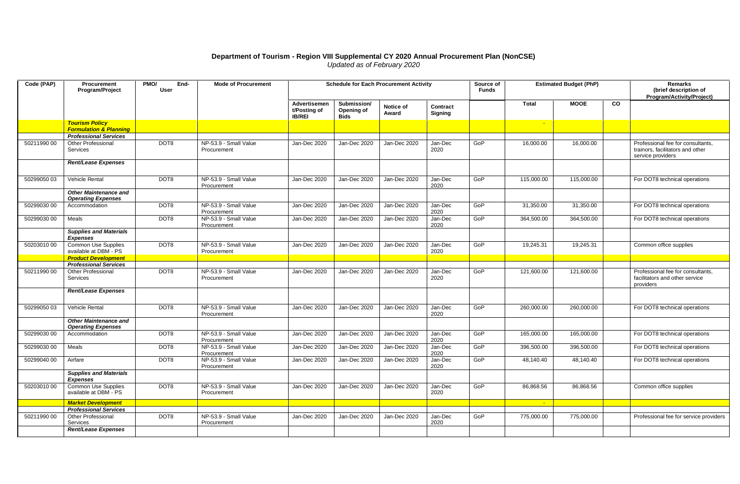# Department of Tourism - Region VIII Supplemental CY 2020 Annual Procurement Plan (NonCSE)

*Updated as of February 2020*

| Code (PAP) | Procurement Program/Project | PMO/ End-User | Mode of Procurement | Schedule for Each Procurement Activity | | | | Source of Funds | Estimated Budget (PhP) | | | Remarks (brief description of Program/Activity/Project) |
|---|---|---|---|---|---|---|---|---|---|---|---|---|
| | | | | Advertisement/Posting of IB/REI | Submission/ Opening of Bids | Notice of Award | Contract Signing | | Total | MOOE | CO | |
| | ***Tourism Policy Formulation & Planning*** | | | | | | | | - | | | |
| | ***Professional Services*** | | | | | | | | | | | |
| 50211990 00 | Other Professional Services | DOT8 | NP-53.9 - Small Value Procurement | Jan-Dec 2020 | Jan-Dec 2020 | Jan-Dec 2020 | Jan-Dec 2020 | GoP | 16,000.00 | 16,000.00 | | Professional fee for consultants, trainors, facilitators and other service providers |
| | ***Rent/Lease Expenses*** | | | | | | | | | | | |
| 50299050 03 | Vehicle Rental | DOT8 | NP-53.9 - Small Value Procurement | Jan-Dec 2020 | Jan-Dec 2020 | Jan-Dec 2020 | Jan-Dec 2020 | GoP | 115,000.00 | 115,000.00 | | For DOT8 technical operations |
| | ***Other Maintenance and Operating Expenses*** | | | | | | | | | | | |
| 50299030 00 | Accommodation | DOT8 | NP-53.9 - Small Value Procurement | Jan-Dec 2020 | Jan-Dec 2020 | Jan-Dec 2020 | Jan-Dec 2020 | GoP | 31,350.00 | 31,350.00 | | For DOT8 technical operations |
| 50299030 00 | Meals | DOT8 | NP-53.9 - Small Value Procurement | Jan-Dec 2020 | Jan-Dec 2020 | Jan-Dec 2020 | Jan-Dec 2020 | GoP | 364,500.00 | 364,500.00 | | For DOT8 technical operations |
| | ***Supplies and Materials Expenses*** | | | | | | | | | | | |
| 50203010 00 | Common Use Supplies available at DBM - PS | DOT8 | NP-53.9 - Small Value Procurement | Jan-Dec 2020 | Jan-Dec 2020 | Jan-Dec 2020 | Jan-Dec 2020 | GoP | 19,245.31 | 19,245.31 | | Common office supplies |
| | ***Product Development*** | | | | | | | | | | | |
| | ***Professional Services*** | | | | | | | | | | | |
| 50211990 00 | Other Professional Services | DOT8 | NP-53.9 - Small Value Procurement | Jan-Dec 2020 | Jan-Dec 2020 | Jan-Dec 2020 | Jan-Dec 2020 | GoP | 121,600.00 | 121,600.00 | | Professional fee for consultants, facilitators and other service providers |
| | ***Rent/Lease Expenses*** | | | | | | | | | | | |
| 50299050 03 | Vehicle Rental | DOT8 | NP-53.9 - Small Value Procurement | Jan-Dec 2020 | Jan-Dec 2020 | Jan-Dec 2020 | Jan-Dec 2020 | GoP | 260,000.00 | 260,000.00 | | For DOT8 technical operations |
| | ***Other Maintenance and Operating Expenses*** | | | | | | | | | | | |
| 50299030 00 | Accommodation | DOT8 | NP-53.9 - Small Value Procurement | Jan-Dec 2020 | Jan-Dec 2020 | Jan-Dec 2020 | Jan-Dec 2020 | GoP | 165,000.00 | 165,000.00 | | For DOT8 technical operations |
| 50299030 00 | Meals | DOT8 | NP-53.9 - Small Value Procurement | Jan-Dec 2020 | Jan-Dec 2020 | Jan-Dec 2020 | Jan-Dec 2020 | GoP | 396,500.00 | 396,500.00 | | For DOT8 technical operations |
| 50299040 00 | Airfare | DOT8 | NP-53.9 - Small Value Procurement | Jan-Dec 2020 | Jan-Dec 2020 | Jan-Dec 2020 | Jan-Dec 2020 | GoP | 48,140.40 | 48,140.40 | | For DOT8 technical operations |
| | ***Supplies and Materials Expenses*** | | | | | | | | | | | |
| 50203010 00 | Common Use Supplies available at DBM - PS | DOT8 | NP-53.9 - Small Value Procurement | Jan-Dec 2020 | Jan-Dec 2020 | Jan-Dec 2020 | Jan-Dec 2020 | GoP | 86,868.56 | 86,868.56 | | Common office supplies |
| | ***Market Development*** | | | | | | | | - | | | |
| | ***Professional Services*** | | | | | | | | | | | |
| 50211990 00 | Other Professional Services | DOT8 | NP-53.9 - Small Value Procurement | Jan-Dec 2020 | Jan-Dec 2020 | Jan-Dec 2020 | Jan-Dec 2020 | GoP | 775,000.00 | 775,000.00 | | Professional fee for service providers |
| | ***Rent/Lease Expenses*** | | | | | | | | | | | |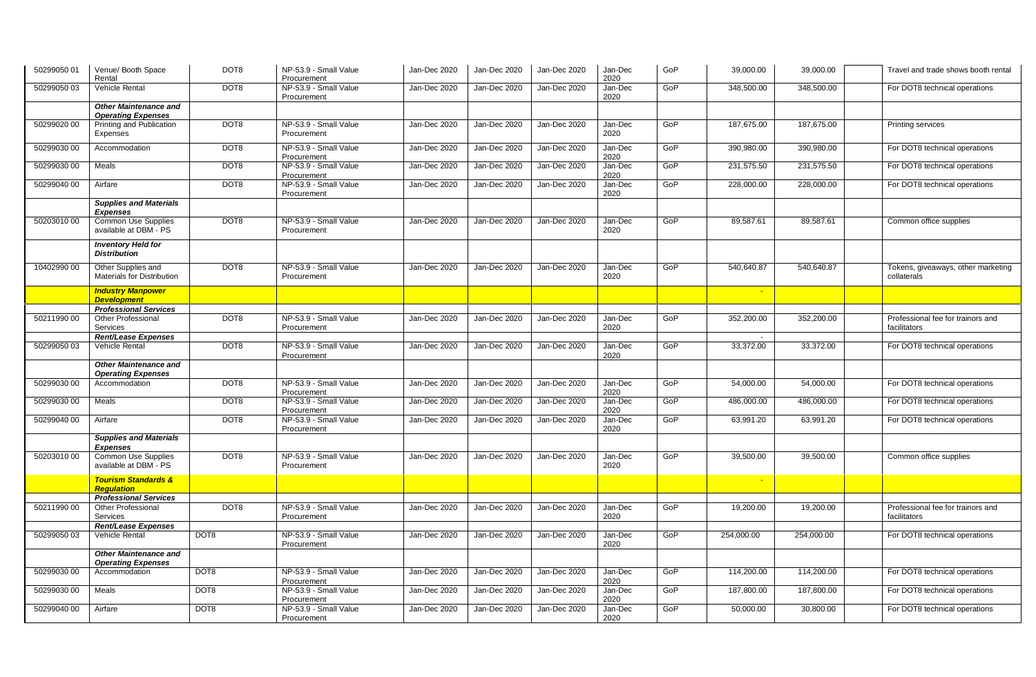| | | | | | | | | | | | | |
|---|---|---|---|---|---|---|---|---|---|---|---|---|
| 50299050 01 | Venue/ Booth Space Rental | DOT8 | NP-53.9 - Small Value Procurement | Jan-Dec 2020 | Jan-Dec 2020 | Jan-Dec 2020 | Jan-Dec 2020 | GoP | 39,000.00 | 39,000.00 | | Travel and trade shows booth rental |
| 50299050 03 | Vehicle Rental | DOT8 | NP-53.9 - Small Value Procurement | Jan-Dec 2020 | Jan-Dec 2020 | Jan-Dec 2020 | Jan-Dec 2020 | GoP | 348,500.00 | 348,500.00 | | For DOT8 technical operations |
| | ***Other Maintenance and Operating Expenses*** | | | | | | | | | | | |
| 50299020 00 | Printing and Publication Expenses | DOT8 | NP-53.9 - Small Value Procurement | Jan-Dec 2020 | Jan-Dec 2020 | Jan-Dec 2020 | Jan-Dec 2020 | GoP | 187,675.00 | 187,675.00 | | Printing services |
| 50299030 00 | Accommodation | DOT8 | NP-53.9 - Small Value Procurement | Jan-Dec 2020 | Jan-Dec 2020 | Jan-Dec 2020 | Jan-Dec 2020 | GoP | 390,980.00 | 390,980.00 | | For DOT8 technical operations |
| 50299030 00 | Meals | DOT8 | NP-53.9 - Small Value Procurement | Jan-Dec 2020 | Jan-Dec 2020 | Jan-Dec 2020 | Jan-Dec 2020 | GoP | 231,575.50 | 231,575.50 | | For DOT8 technical operations |
| 50299040 00 | Airfare | DOT8 | NP-53.9 - Small Value Procurement | Jan-Dec 2020 | Jan-Dec 2020 | Jan-Dec 2020 | Jan-Dec 2020 | GoP | 228,000.00 | 228,000.00 | | For DOT8 technical operations |
| | ***Supplies and Materials Expenses*** | | | | | | | | | | | |
| 50203010 00 | Common Use Supplies available at DBM - PS | DOT8 | NP-53.9 - Small Value Procurement | Jan-Dec 2020 | Jan-Dec 2020 | Jan-Dec 2020 | Jan-Dec 2020 | GoP | 89,587.61 | 89,587.61 | | Common office supplies |
| | ***Inventory Held for Distribution*** | | | | | | | | | | | |
| 10402990 00 | Other Supplies and Materials for Distribution | DOT8 | NP-53.9 - Small Value Procurement | Jan-Dec 2020 | Jan-Dec 2020 | Jan-Dec 2020 | Jan-Dec 2020 | GoP | 540,640.87 | 540,640.87 | | Tokens, giveaways, other marketing collaterals |
| | ***Industry Manpower Development*** | | | | | | | | - | | | |
| | ***Professional Services*** | | | | | | | | | | | |
| 50211990 00 | Other Professional Services | DOT8 | NP-53.9 - Small Value Procurement | Jan-Dec 2020 | Jan-Dec 2020 | Jan-Dec 2020 | Jan-Dec 2020 | GoP | 352,200.00 | 352,200.00 | | Professional fee for trainors and facilitators |
| | ***Rent/Lease Expenses*** | | | | | | | | - | | | |
| 50299050 03 | Vehicle Rental | DOT8 | NP-53.9 - Small Value Procurement | Jan-Dec 2020 | Jan-Dec 2020 | Jan-Dec 2020 | Jan-Dec 2020 | GoP | 33,372.00 | 33,372.00 | | For DOT8 technical operations |
| | ***Other Maintenance and Operating Expenses*** | | | | | | | | | | | |
| 50299030 00 | Accommodation | DOT8 | NP-53.9 - Small Value Procurement | Jan-Dec 2020 | Jan-Dec 2020 | Jan-Dec 2020 | Jan-Dec 2020 | GoP | 54,000.00 | 54,000.00 | | For DOT8 technical operations |
| 50299030 00 | Meals | DOT8 | NP-53.9 - Small Value Procurement | Jan-Dec 2020 | Jan-Dec 2020 | Jan-Dec 2020 | Jan-Dec 2020 | GoP | 486,000.00 | 486,000.00 | | For DOT8 technical operations |
| 50299040 00 | Airfare | DOT8 | NP-53.9 - Small Value Procurement | Jan-Dec 2020 | Jan-Dec 2020 | Jan-Dec 2020 | Jan-Dec 2020 | GoP | 63,991.20 | 63,991.20 | | For DOT8 technical operations |
| | ***Supplies and Materials Expenses*** | | | | | | | | | | | |
| 50203010 00 | Common Use Supplies available at DBM - PS | DOT8 | NP-53.9 - Small Value Procurement | Jan-Dec 2020 | Jan-Dec 2020 | Jan-Dec 2020 | Jan-Dec 2020 | GoP | 39,500.00 | 39,500.00 | | Common office supplies |
| | ***Tourism Standards & Regulation*** | | | | | | | | - | | | |
| | ***Professional Services*** | | | | | | | | | | | |
| 50211990 00 | Other Professional Services | DOT8 | NP-53.9 - Small Value Procurement | Jan-Dec 2020 | Jan-Dec 2020 | Jan-Dec 2020 | Jan-Dec 2020 | GoP | 19,200.00 | 19,200.00 | | Professional fee for trainors and facilitators |
| | ***Rent/Lease Expenses*** | | | | | | | | | | | |
| 50299050 03 | Vehicle Rental | DOT8 | NP-53.9 - Small Value Procurement | Jan-Dec 2020 | Jan-Dec 2020 | Jan-Dec 2020 | Jan-Dec 2020 | GoP | 254,000.00 | 254,000.00 | | For DOT8 technical operations |
| | ***Other Maintenance and Operating Expenses*** | | | | | | | | | | | |
| 50299030 00 | Accommodation | DOT8 | NP-53.9 - Small Value Procurement | Jan-Dec 2020 | Jan-Dec 2020 | Jan-Dec 2020 | Jan-Dec 2020 | GoP | 114,200.00 | 114,200.00 | | For DOT8 technical operations |
| 50299030 00 | Meals | DOT8 | NP-53.9 - Small Value Procurement | Jan-Dec 2020 | Jan-Dec 2020 | Jan-Dec 2020 | Jan-Dec 2020 | GoP | 187,800.00 | 187,800.00 | | For DOT8 technical operations |
| 50299040 00 | Airfare | DOT8 | NP-53.9 - Small Value Procurement | Jan-Dec 2020 | Jan-Dec 2020 | Jan-Dec 2020 | Jan-Dec 2020 | GoP | 50,000.00 | 30,800.00 | | For DOT8 technical operations |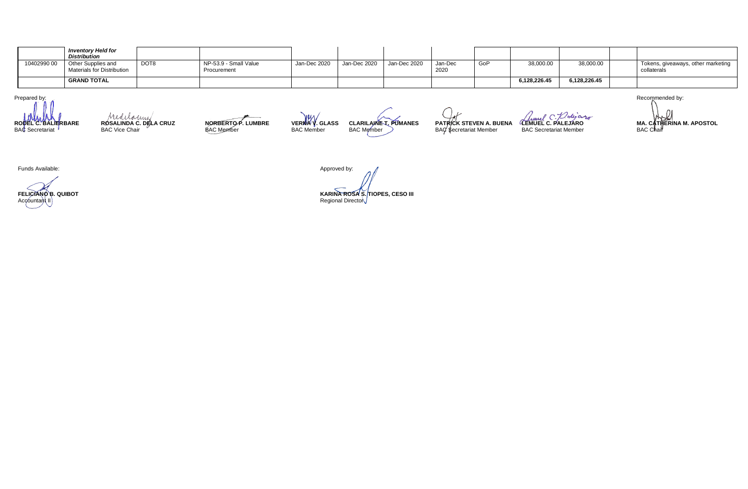| | | | | | | | | | | | | |
|---|---|---|---|---|---|---|---|---|---|---|---|---|
| | ***Inventory Held for Distribution*** | | | | | | | | | | | |
| 10402990 00 | Other Supplies and Materials for Distribution | DOT8 | NP-53.9 - Small Value Procurement | Jan-Dec 2020 | Jan-Dec 2020 | Jan-Dec 2020 | Jan-Dec 2020 | GoP | 38,000.00 | 38,000.00 | | Tokens, giveaways, other marketing collaterals |
| | **GRAND TOTAL** | | | | | | | | **6,128,226.45** | **6,128,226.45** | | |

Prepared by:

**RODEL C. BALIERBARE**
BAC Secretariat

**ROSALINDA C. DELA CRUZ**
BAC Vice Chair

**NORBERTO P. LUMBRE**
BAC Member

**VERNA V. GLASS**
BAC Member

**CLARILAINE T. PUMANES**
BAC Member

**PATRICK STEVEN A. BUENA**
BAC Secretariat Member

**LEMUEL C. PALEJARO**
BAC Secretariat Member

Recommended by:

**MA. CATHERINA M. APOSTOL**
BAC Chair

Funds Available:

**FELICIANO B. QUIBOT**
Accountant II

Approved by:

**KARINA ROSA S. TIOPES, CESO III**
Regional Director